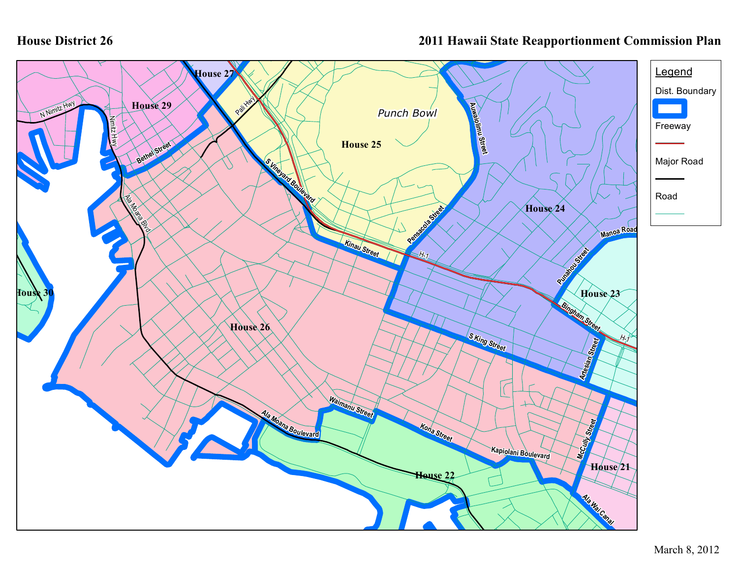# House District 26

## 2011 Hawaii State Reapportionment Commission Plan

House 27

House 29

House 25

Punch Bowl

House 24

House 23

House 30

House 26

House 22

House 21

N Nimitz Hwy

Nimitz Hwy

Bethel Street

Ala Moana Blvd

Pali Hwy

S Vineyard Boulevard

Kinau Street

Pensacola Street

Auwaiolimu Street

H-1

Manoa Road

Punahou Street

Bingham Street

Artesian Street

S King Street

Waimanu Street

Ala Moana Boulevard

Kona Street

Kapiolani Boulevard

McCully Street

Ala Wai Canal

**Legend**

- Dist. Boundary
- Freeway
- Major Road
- Road

March 8, 2012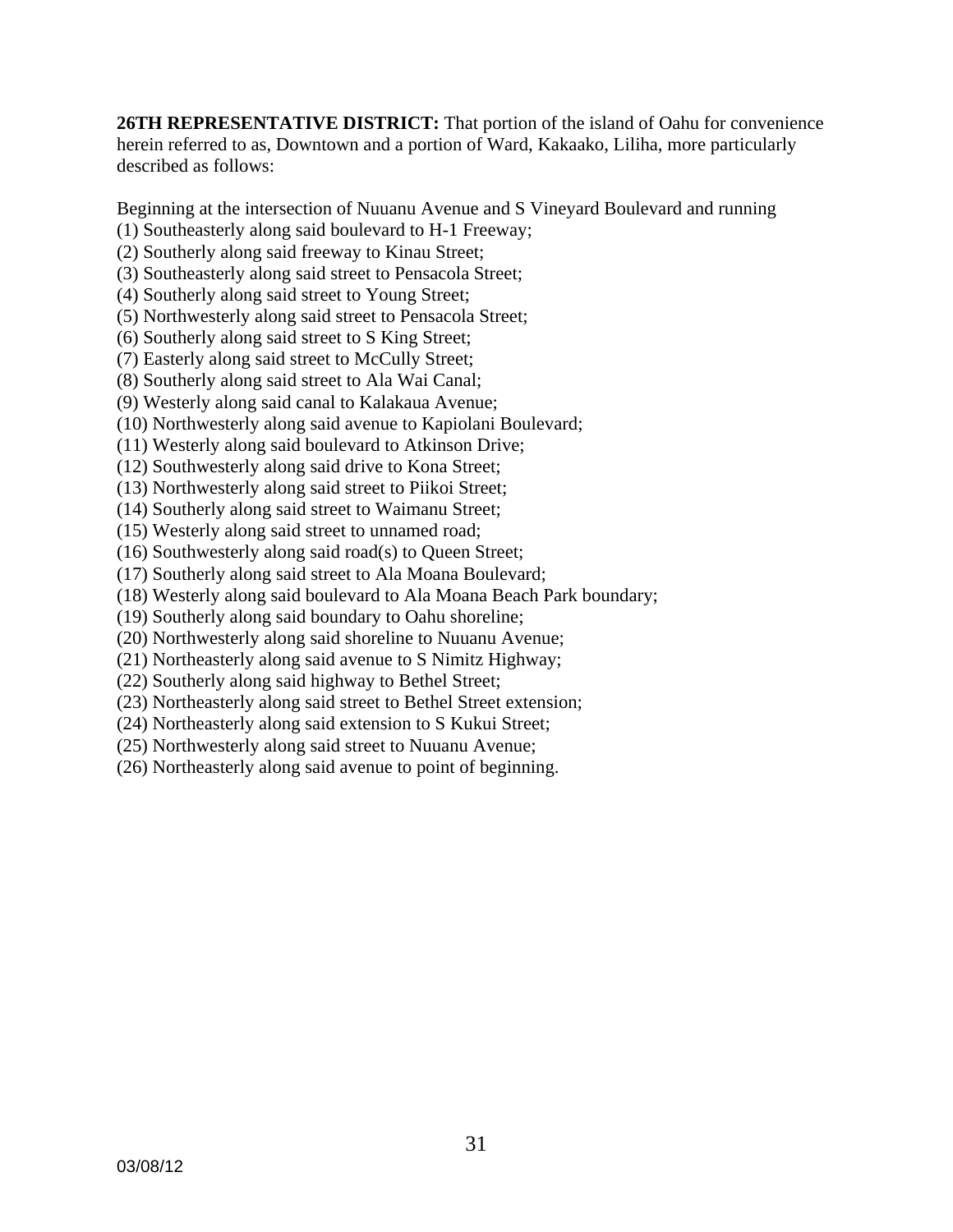**26TH REPRESENTATIVE DISTRICT:** That portion of the island of Oahu for convenience herein referred to as, Downtown and a portion of Ward, Kakaako, Liliha, more particularly described as follows:

Beginning at the intersection of Nuuanu Avenue and S Vineyard Boulevard and running
(1) Southeasterly along said boulevard to H-1 Freeway;
(2) Southerly along said freeway to Kinau Street;
(3) Southeasterly along said street to Pensacola Street;
(4) Southerly along said street to Young Street;
(5) Northwesterly along said street to Pensacola Street;
(6) Southerly along said street to S King Street;
(7) Easterly along said street to McCully Street;
(8) Southerly along said street to Ala Wai Canal;
(9) Westerly along said canal to Kalakaua Avenue;
(10) Northwesterly along said avenue to Kapiolani Boulevard;
(11) Westerly along said boulevard to Atkinson Drive;
(12) Southwesterly along said drive to Kona Street;
(13) Northwesterly along said street to Piikoi Street;
(14) Southerly along said street to Waimanu Street;
(15) Westerly along said street to unnamed road;
(16) Southwesterly along said road(s) to Queen Street;
(17) Southerly along said street to Ala Moana Boulevard;
(18) Westerly along said boulevard to Ala Moana Beach Park boundary;
(19) Southerly along said boundary to Oahu shoreline;
(20) Northwesterly along said shoreline to Nuuanu Avenue;
(21) Northeasterly along said avenue to S Nimitz Highway;
(22) Southerly along said highway to Bethel Street;
(23) Northeasterly along said street to Bethel Street extension;
(24) Northeasterly along said extension to S Kukui Street;
(25) Northwesterly along said street to Nuuanu Avenue;
(26) Northeasterly along said avenue to point of beginning.

03/08/12